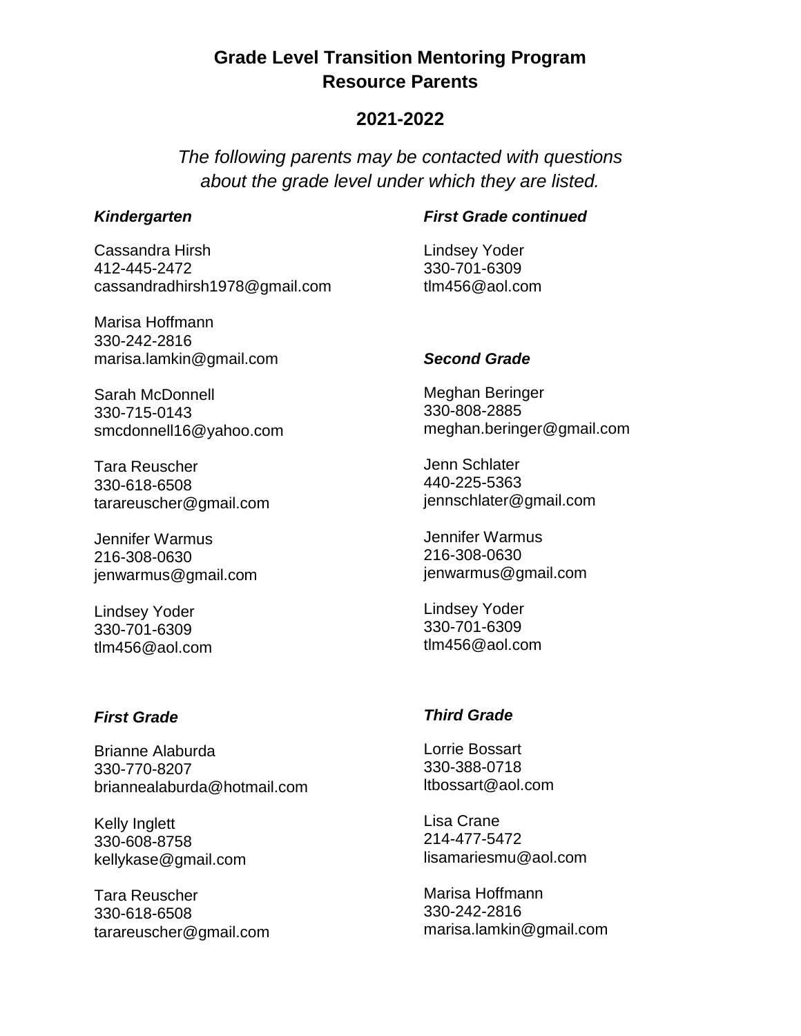# Grade Level Transition Mentoring Program
# Resource Parents

## 2021-2022

*The following parents may be contacted with questions about the grade level under which they are listed.*

### *Kindergarten*

Cassandra Hirsh
412-445-2472
cassandradhirsh1978@gmail.com

Marisa Hoffmann
330-242-2816
marisa.lamkin@gmail.com

Sarah McDonnell
330-715-0143
smcdonnell16@yahoo.com

Tara Reuscher
330-618-6508
tarareuscher@gmail.com

Jennifer Warmus
216-308-0630
jenwarmus@gmail.com

Lindsey Yoder
330-701-6309
tlm456@aol.com

### *First Grade*

Brianne Alaburda
330-770-8207
briannealaburda@hotmail.com

Kelly Inglett
330-608-8758
kellykase@gmail.com

Tara Reuscher
330-618-6508
tarareuscher@gmail.com

### *First Grade continued*

Lindsey Yoder
330-701-6309
tlm456@aol.com

### *Second Grade*

Meghan Beringer
330-808-2885
meghan.beringer@gmail.com

Jenn Schlater
440-225-5363
jennschlater@gmail.com

Jennifer Warmus
216-308-0630
jenwarmus@gmail.com

Lindsey Yoder
330-701-6309
tlm456@aol.com

### *Third Grade*

Lorrie Bossart
330-388-0718
ltbossart@aol.com

Lisa Crane
214-477-5472
lisamariesmu@aol.com

Marisa Hoffmann
330-242-2816
marisa.lamkin@gmail.com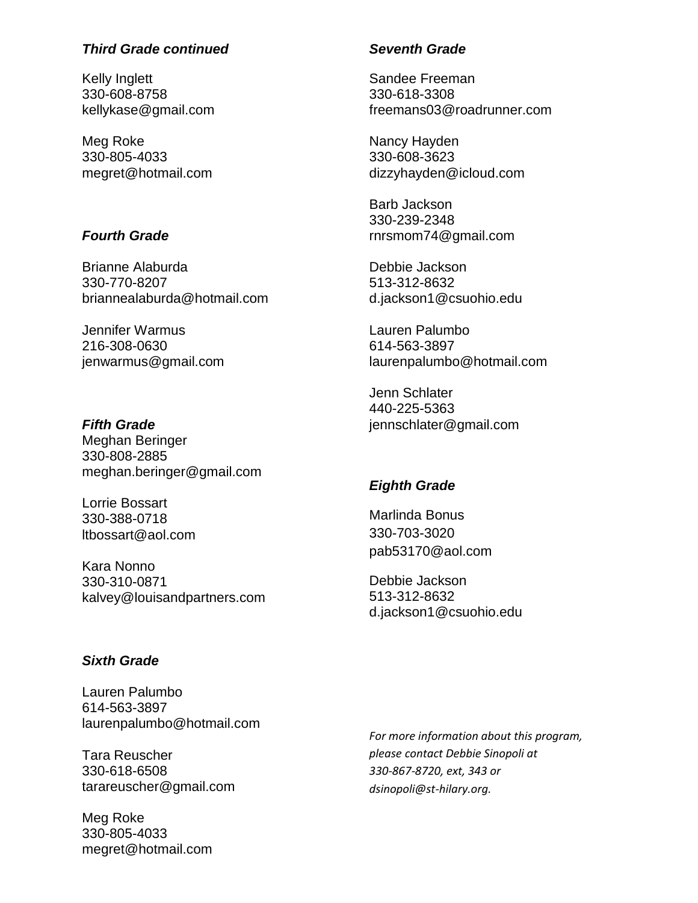***Third Grade continued***

Kelly Inglett
330-608-8758
kellykase@gmail.com

Meg Roke
330-805-4033
megret@hotmail.com

***Fourth Grade***

Brianne Alaburda
330-770-8207
briannealaburda@hotmail.com

Jennifer Warmus
216-308-0630
jenwarmus@gmail.com

***Fifth Grade***

Meghan Beringer
330-808-2885
meghan.beringer@gmail.com

Lorrie Bossart
330-388-0718
ltbossart@aol.com

Kara Nonno
330-310-0871
kalvey@louisandpartners.com

***Sixth Grade***

Lauren Palumbo
614-563-3897
laurenpalumbo@hotmail.com

Tara Reuscher
330-618-6508
tarareuscher@gmail.com

Meg Roke
330-805-4033
megret@hotmail.com

***Seventh Grade***

Sandee Freeman
330-618-3308
freemans03@roadrunner.com

Nancy Hayden
330-608-3623
dizzyhayden@icloud.com

Barb Jackson
330-239-2348
rnrsmom74@gmail.com

Debbie Jackson
513-312-8632
d.jackson1@csuohio.edu

Lauren Palumbo
614-563-3897
laurenpalumbo@hotmail.com

Jenn Schlater
440-225-5363
jennschlater@gmail.com

***Eighth Grade***

Marlinda Bonus
330-703-3020
pab53170@aol.com

Debbie Jackson
513-312-8632
d.jackson1@csuohio.edu

*For more information about this program, please contact Debbie Sinopoli at 330-867-8720, ext, 343 or dsinopoli@st-hilary.org.*